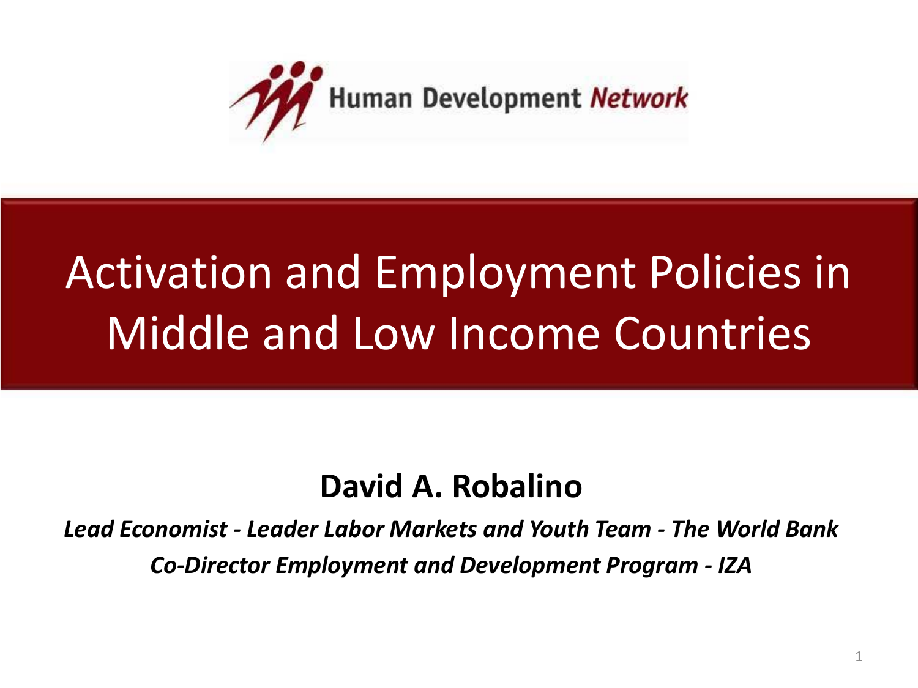Human Development Network

# Activation and Employment Policies in Middle and Low Income Countries

**David A. Robalino**

***Lead Economist - Leader Labor Markets and Youth Team - The World Bank***

***Co-Director Employment and Development Program - IZA***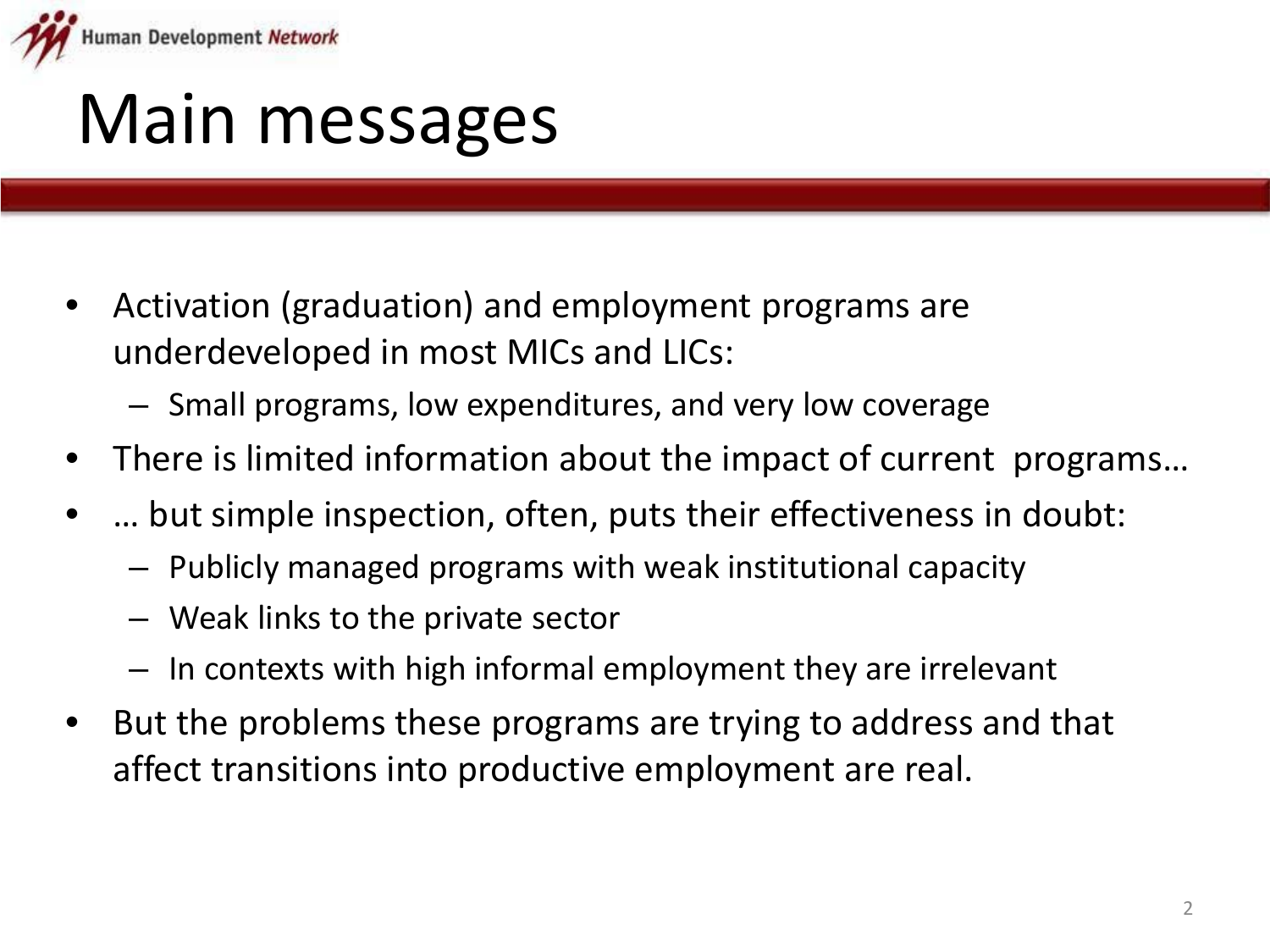# Main messages

- Activation (graduation) and employment programs are underdeveloped in most MICs and LICs:
  - Small programs, low expenditures, and very low coverage
- There is limited information about the impact of current programs…
- … but simple inspection, often, puts their effectiveness in doubt:
  - Publicly managed programs with weak institutional capacity
  - Weak links to the private sector
  - In contexts with high informal employment they are irrelevant
- But the problems these programs are trying to address and that affect transitions into productive employment are real.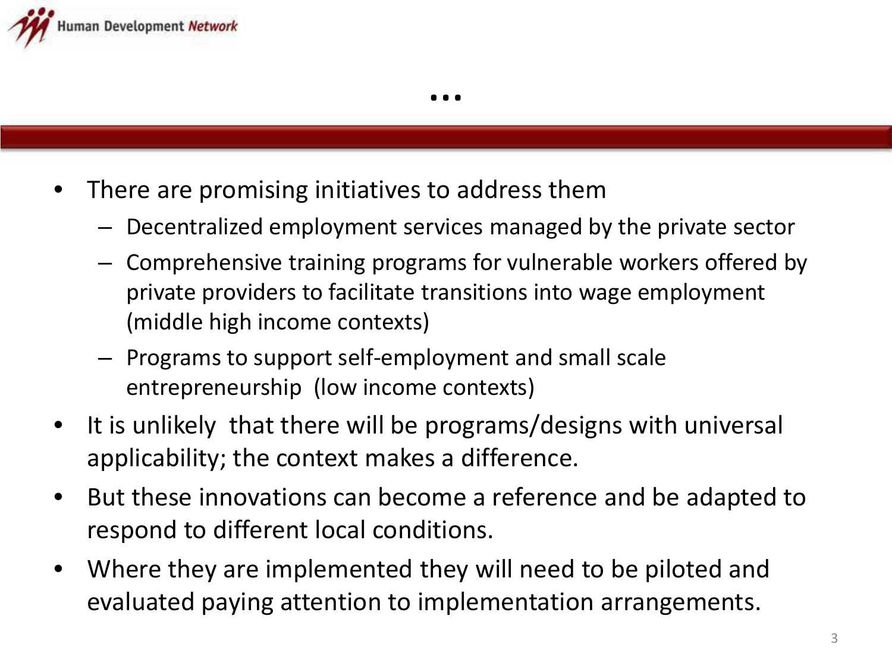# …

- There are promising initiatives to address them
  - Decentralized employment services managed by the private sector
  - Comprehensive training programs for vulnerable workers offered by private providers to facilitate transitions into wage employment (middle high income contexts)
  - Programs to support self-employment and small scale entrepreneurship (low income contexts)
- It is unlikely that there will be programs/designs with universal applicability; the context makes a difference.
- But these innovations can become a reference and be adapted to respond to different local conditions.
- Where they are implemented they will need to be piloted and evaluated paying attention to implementation arrangements.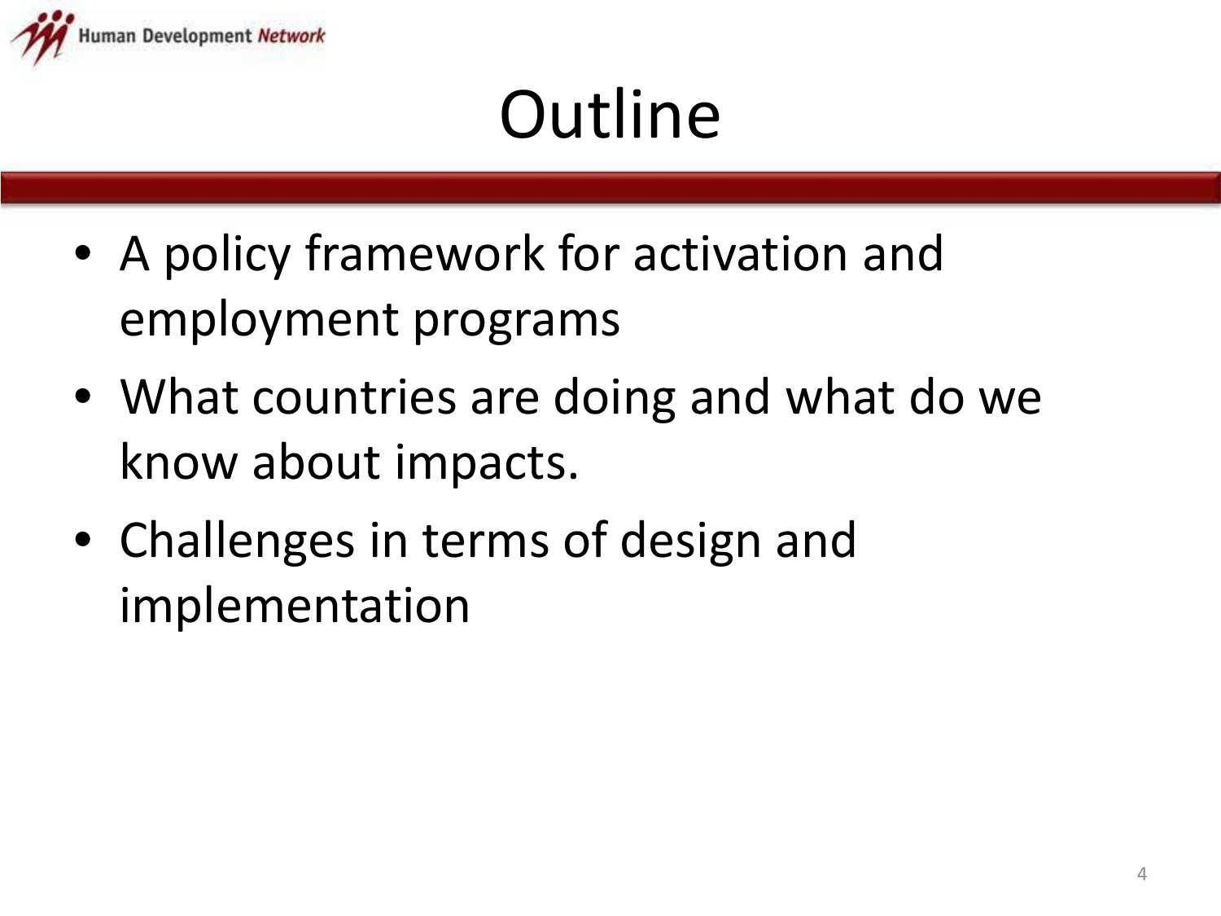# Outline

- A policy framework for activation and employment programs
- What countries are doing and what do we know about impacts.
- Challenges in terms of design and implementation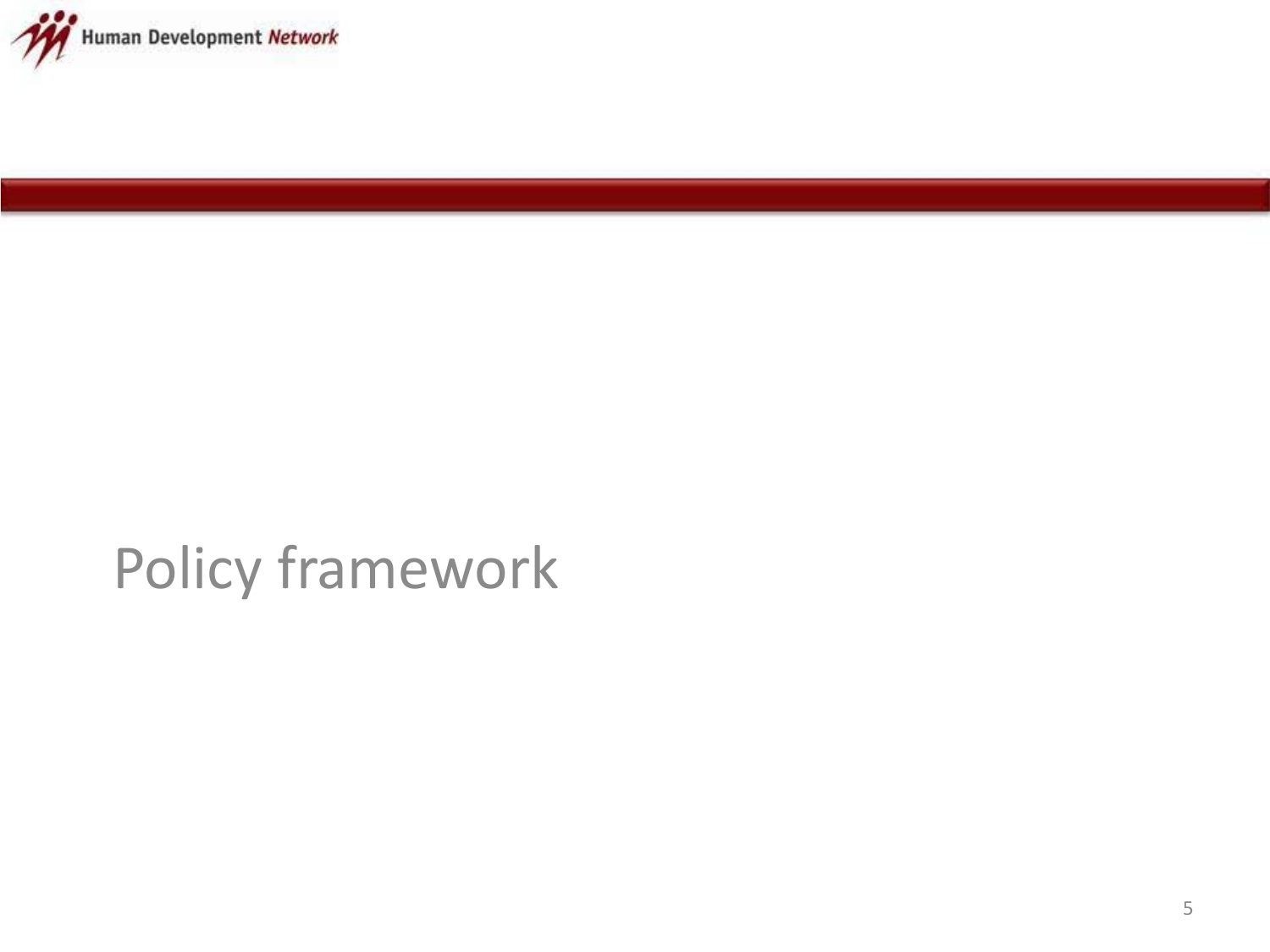# Policy framework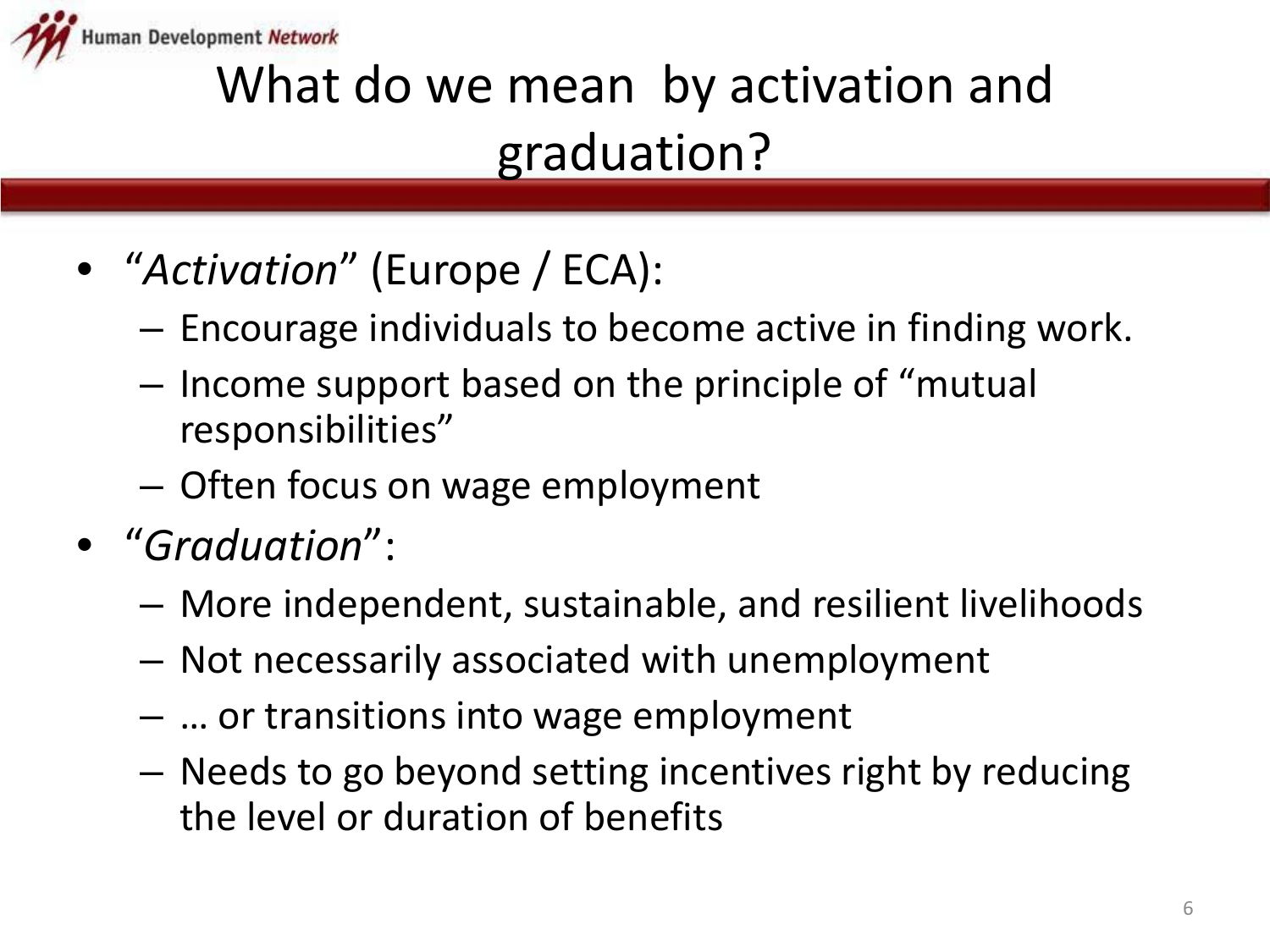# What do we mean by activation and graduation?

- "*Activation*" (Europe / ECA):
  - Encourage individuals to become active in finding work.
  - Income support based on the principle of "mutual responsibilities"
  - Often focus on wage employment
- "*Graduation*":
  - More independent, sustainable, and resilient livelihoods
  - Not necessarily associated with unemployment
  - … or transitions into wage employment
  - Needs to go beyond setting incentives right by reducing the level or duration of benefits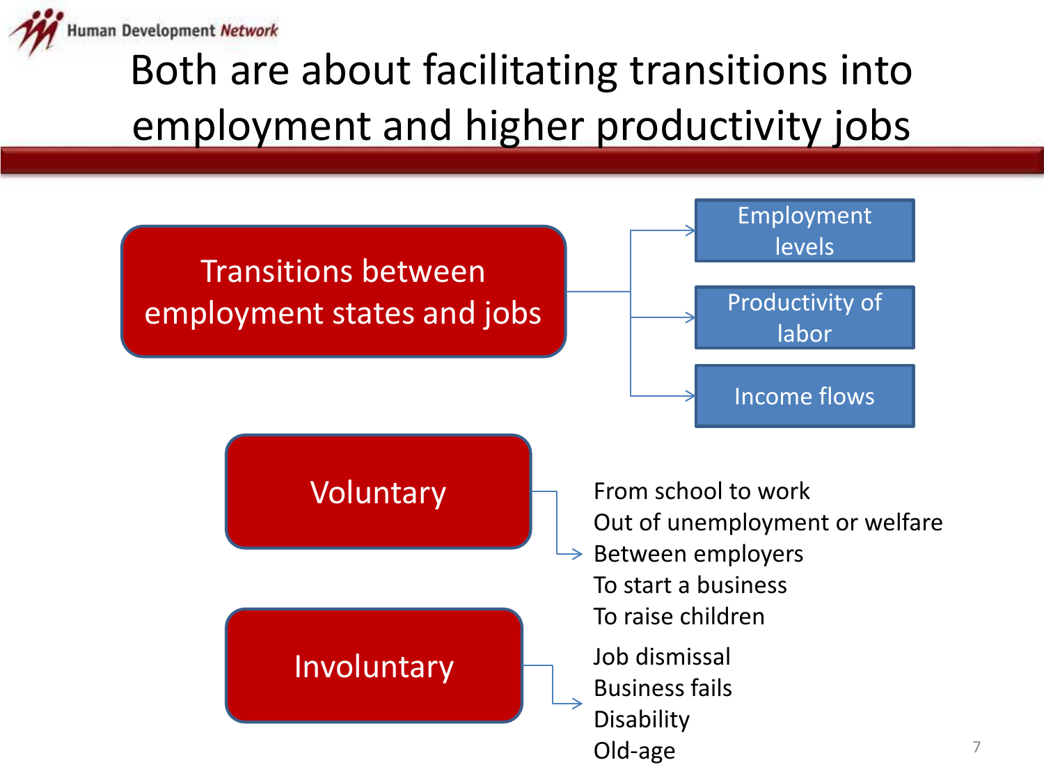# Both are about facilitating transitions into employment and higher productivity jobs

**Transitions between employment states and jobs**

- Employment levels
- Productivity of labor
- Income flows

**Voluntary**

- From school to work
- Out of unemployment or welfare
- Between employers
- To start a business
- To raise children

**Involuntary**

- Job dismissal
- Business fails
- Disability
- Old-age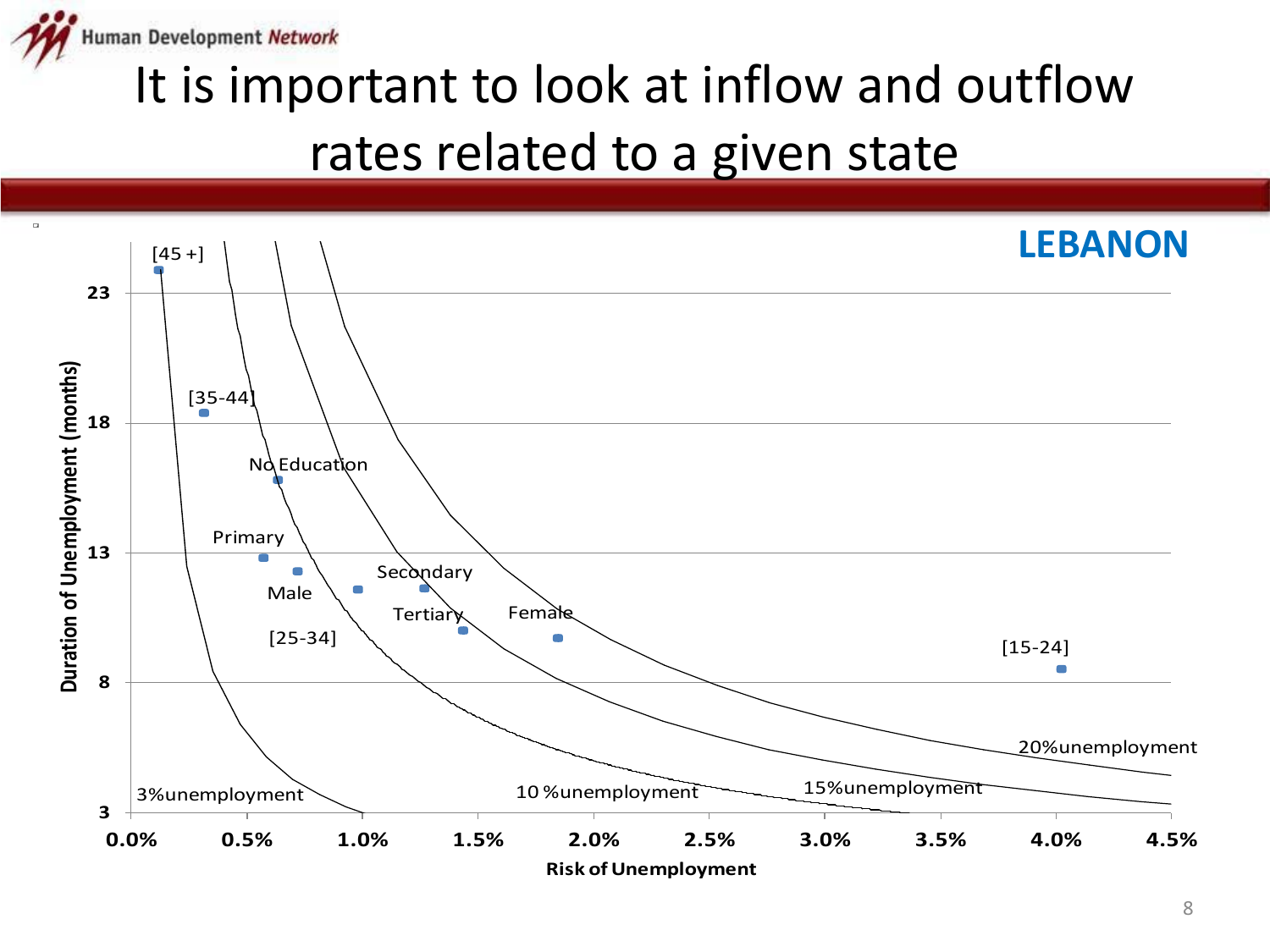# It is important to look at inflow and outflow rates related to a given state

**LEBANON**

Duration of Unemployment (months)

23

18

13

8

3

[45 +]

[35-44]

No Education

Primary

Male

[25-34]

Secondary

Tertiary

Female

[15-24]

3%unemployment

10 %unemployment

15%unemployment

20%unemployment

0.0% 0.5% 1.0% 1.5% 2.0% 2.5% 3.0% 3.5% 4.0% 4.5%

Risk of Unemployment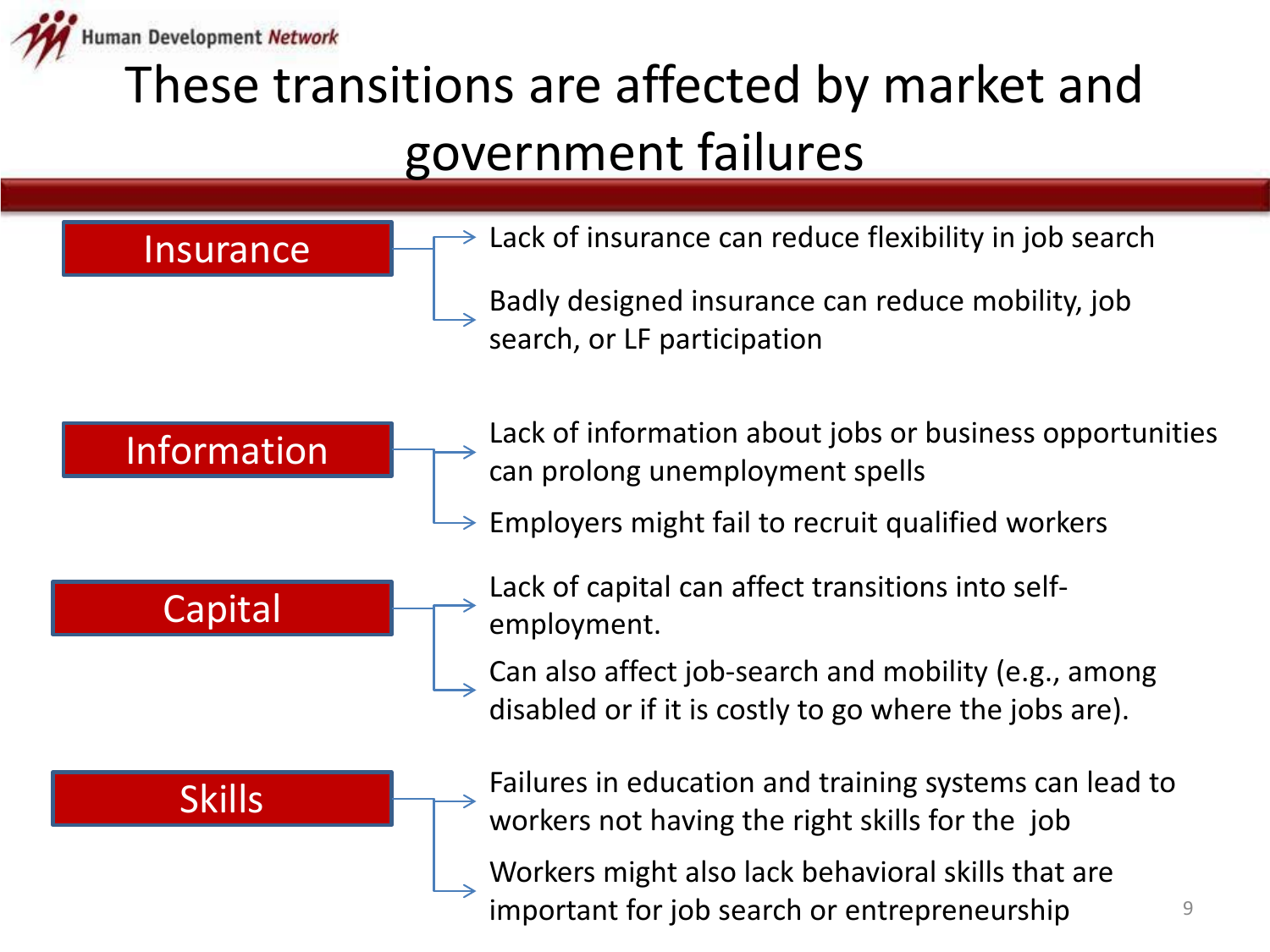# These transitions are affected by market and government failures

## Insurance

- Lack of insurance can reduce flexibility in job search
- Badly designed insurance can reduce mobility, job search, or LF participation

## Information

- Lack of information about jobs or business opportunities can prolong unemployment spells
- Employers might fail to recruit qualified workers

## Capital

- Lack of capital can affect transitions into self-employment.
- Can also affect job-search and mobility (e.g., among disabled or if it is costly to go where the jobs are).

## Skills

- Failures in education and training systems can lead to workers not having the right skills for the job
- Workers might also lack behavioral skills that are important for job search or entrepreneurship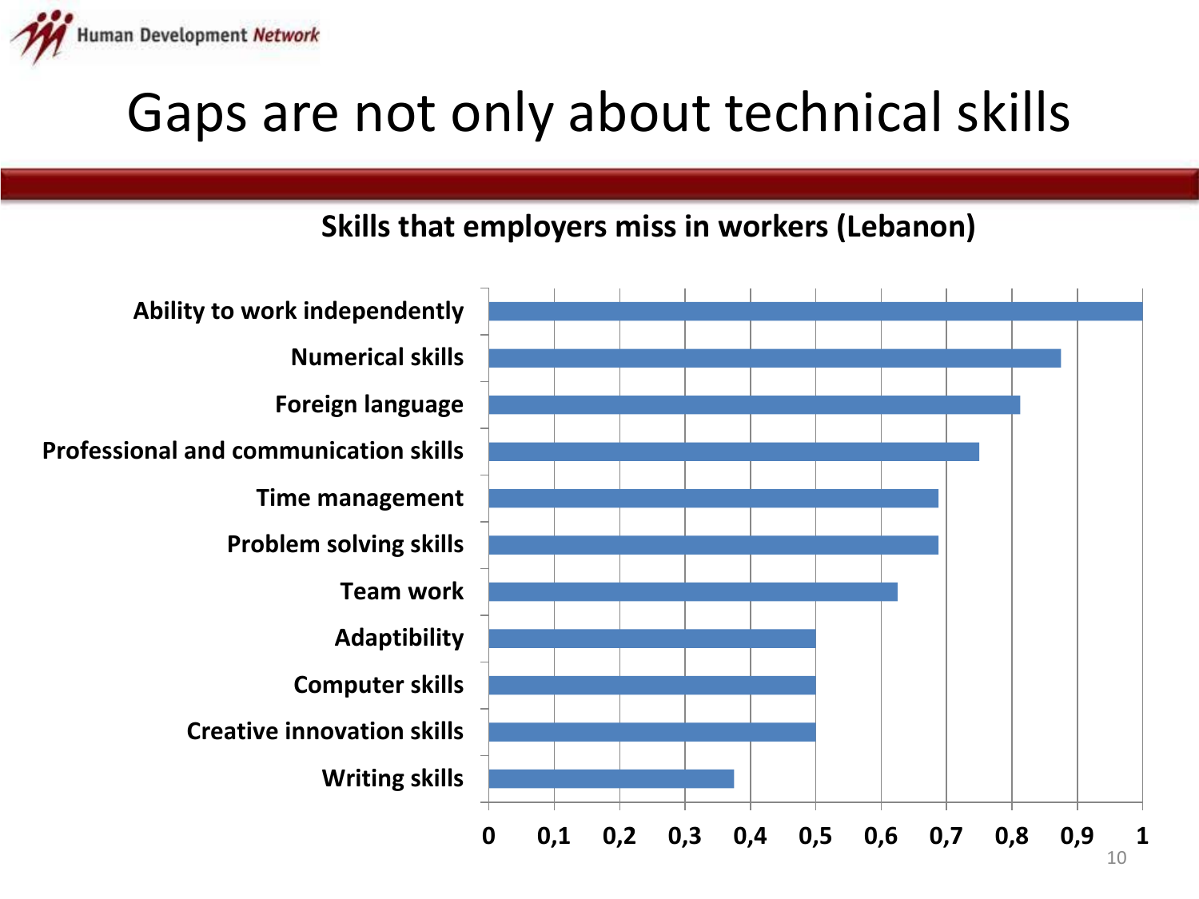# Gaps are not only about technical skills

**Skills that employers miss in workers (Lebanon)**

| Skill | Value |
|---|---|
| Ability to work independently | 1 |
| Numerical skills | 0,875 |
| Foreign language | 0,8125 |
| Professional and communication skills | 0,75 |
| Time management | 0,6875 |
| Problem solving skills | 0,6875 |
| Team work | 0,625 |
| Adaptibility | 0,5 |
| Computer skills | 0,5 |
| Creative innovation skills | 0,5 |
| Writing skills | 0,375 |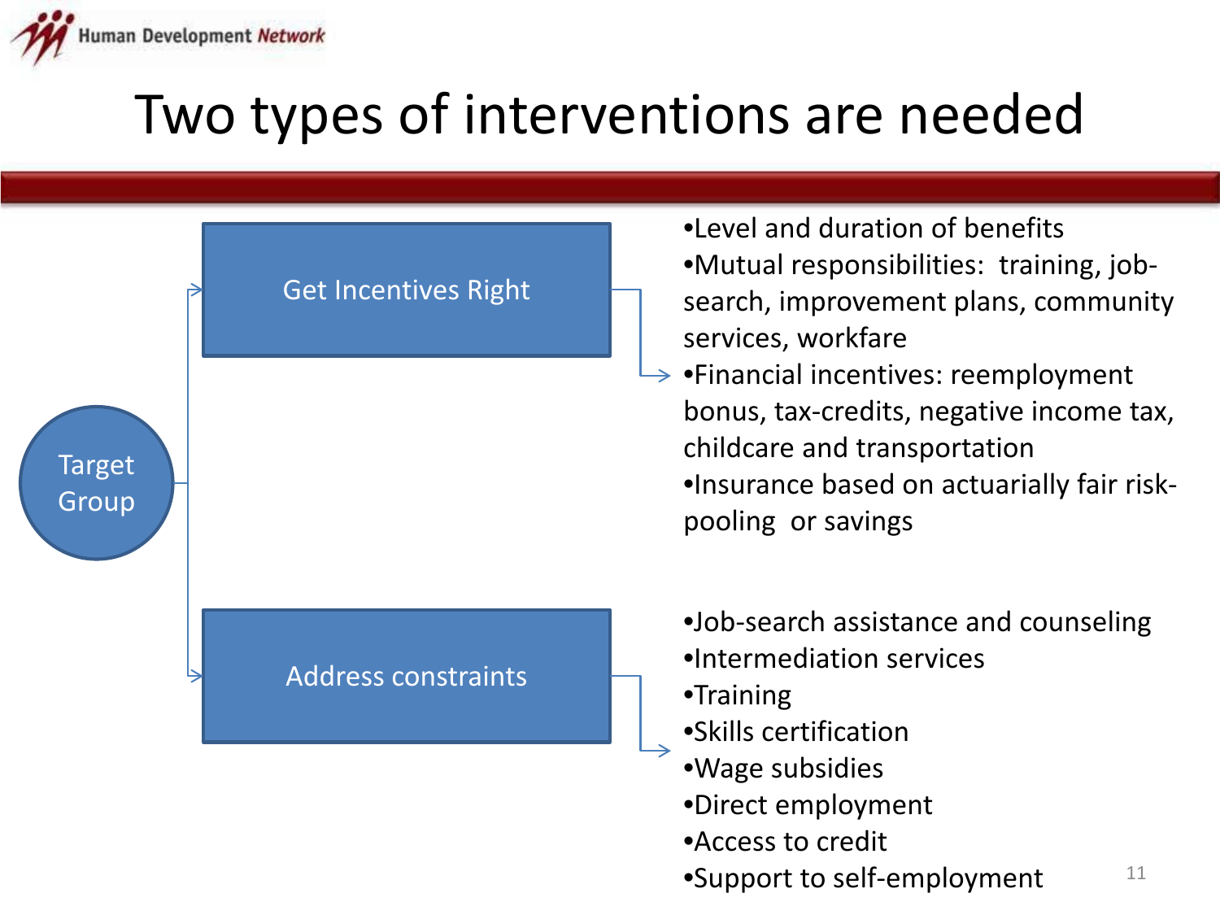# Two types of interventions are needed

**Target Group**

## Get Incentives Right

- Level and duration of benefits
- Mutual responsibilities: training, job-search, improvement plans, community services, workfare
- Financial incentives: reemployment bonus, tax-credits, negative income tax, childcare and transportation
- Insurance based on actuarially fair risk-pooling or savings

## Address constraints

- Job-search assistance and counseling
- Intermediation services
- Training
- Skills certification
- Wage subsidies
- Direct employment
- Access to credit
- Support to self-employment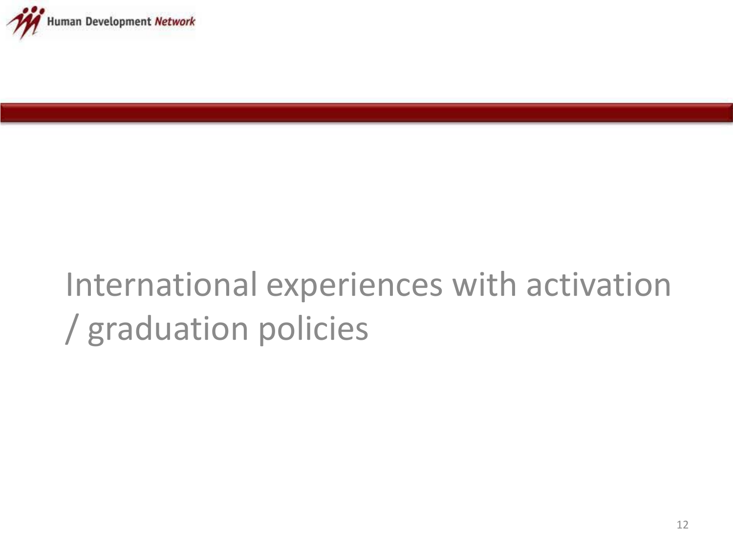# International experiences with activation / graduation policies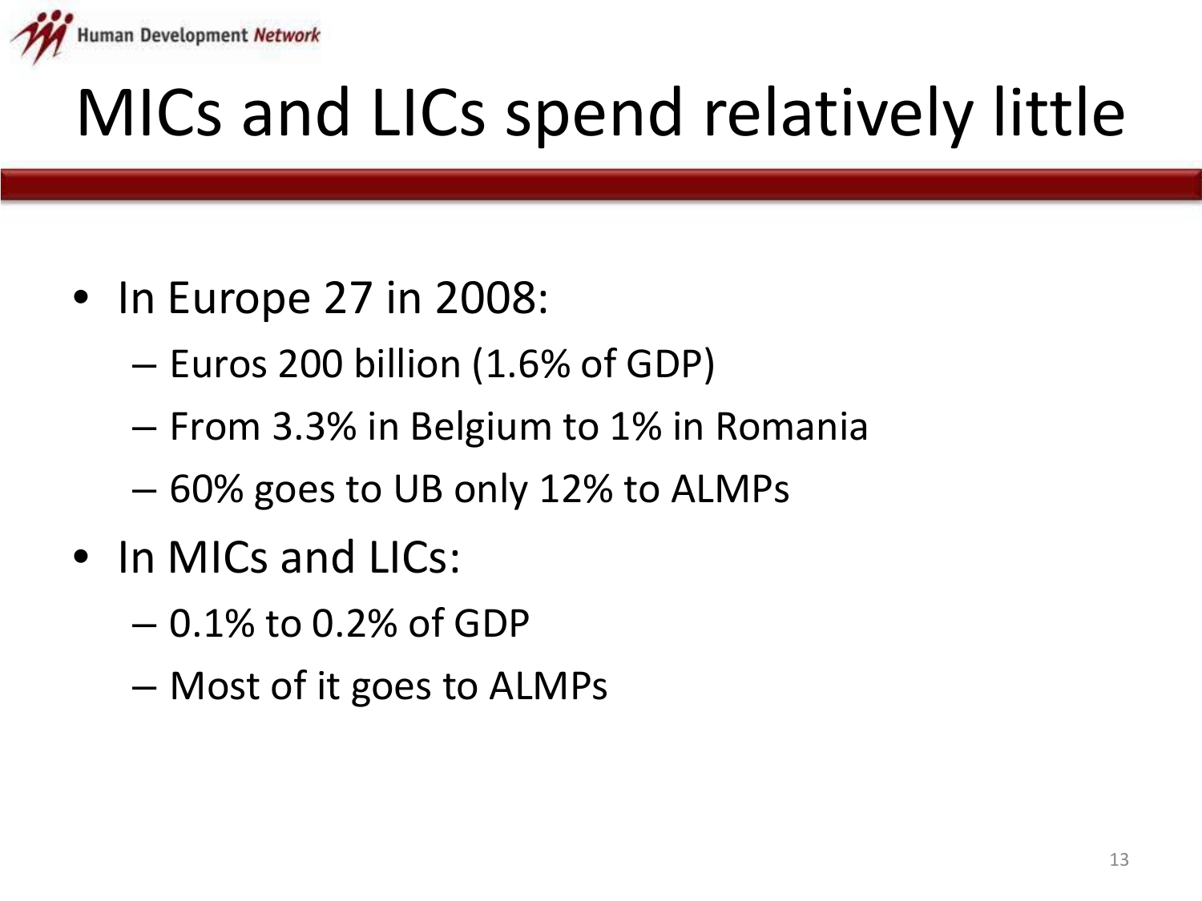# MICs and LICs spend relatively little

- In Europe 27 in 2008:
  - Euros 200 billion (1.6% of GDP)
  - From 3.3% in Belgium to 1% in Romania
  - 60% goes to UB only 12% to ALMPs
- In MICs and LICs:
  - 0.1% to 0.2% of GDP
  - Most of it goes to ALMPs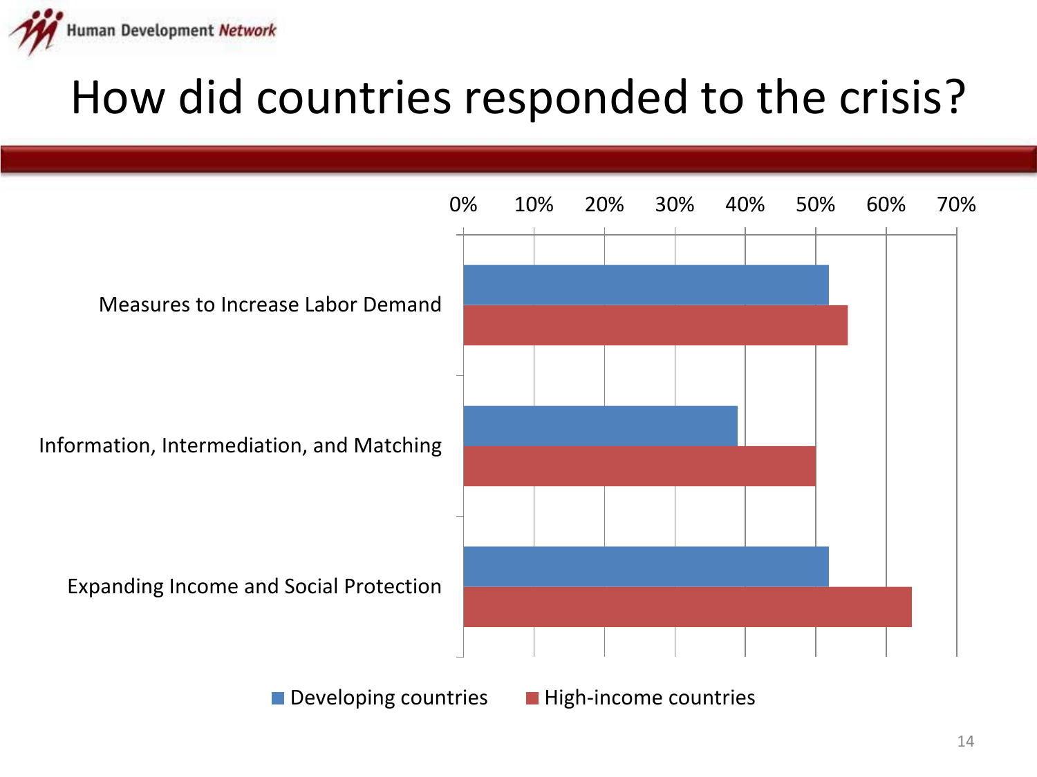# How did countries responded to the crisis?

| | Developing countries | High-income countries |
|---|---|---|
| Measures to Increase Labor Demand | ~52% | ~55% |
| Information, Intermediation, and Matching | ~39% | ~50% |
| Expanding Income and Social Protection | ~52% | ~64% |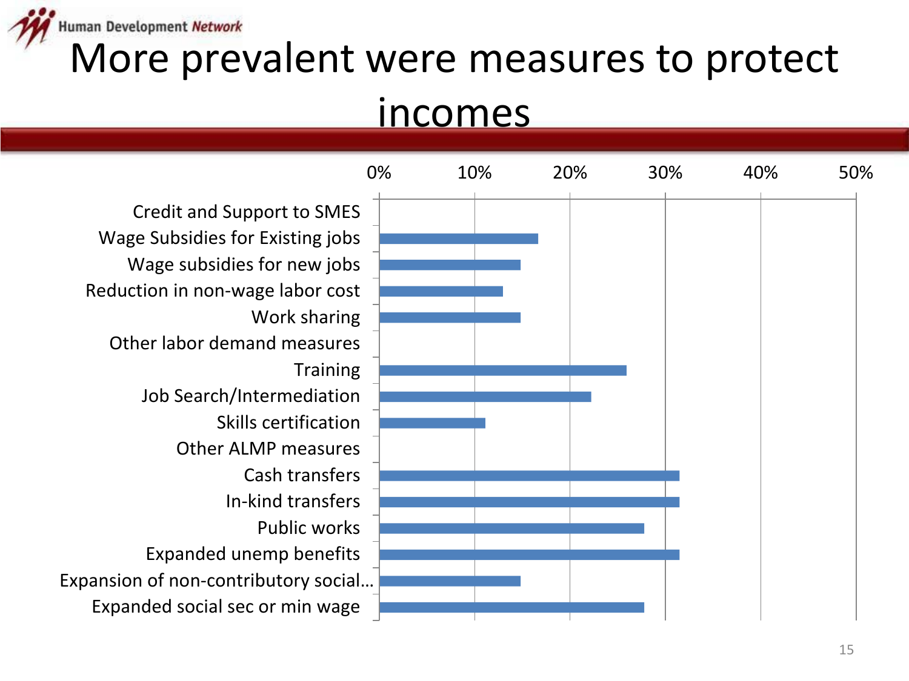# More prevalent were measures to protect incomes

| Measure | Share |
|---|---|
| Credit and Support to SMES | |
| Wage Subsidies for Existing jobs | ~17% |
| Wage subsidies for new jobs | ~15% |
| Reduction in non-wage labor cost | ~13% |
| Work sharing | ~15% |
| Other labor demand measures | |
| Training | ~26% |
| Job Search/Intermediation | ~22% |
| Skills certification | ~11% |
| Other ALMP measures | |
| Cash transfers | ~31.5% |
| In-kind transfers | ~31.5% |
| Public works | ~28% |
| Expanded unemp benefits | ~31.5% |
| Expansion of non-contributory social… | ~15% |
| Expanded social sec or min wage | ~28% |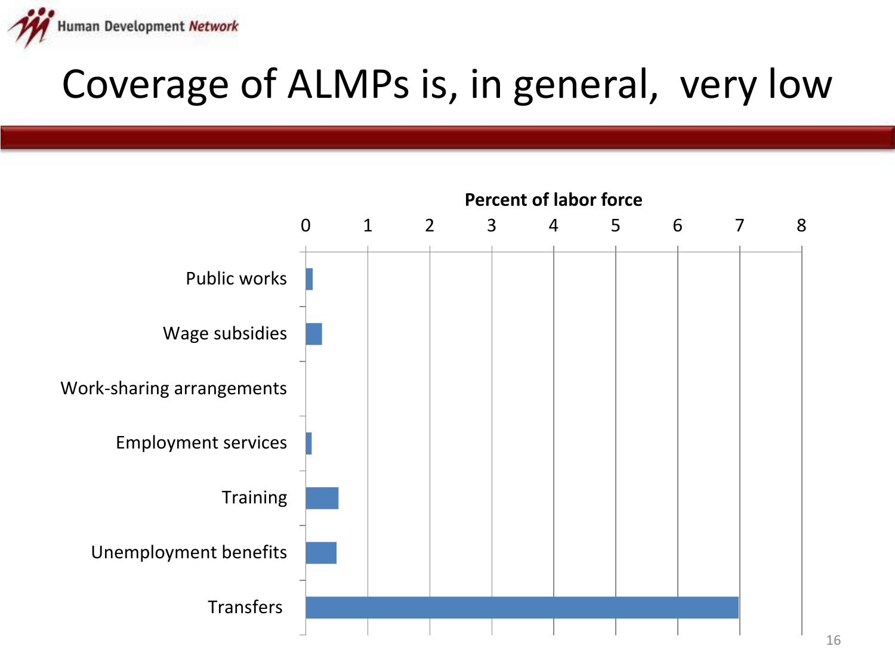# Coverage of ALMPs is, in general, very low

**Percent of labor force**

0 1 2 3 4 5 6 7 8

Public works

Wage subsidies

Work-sharing arrangements

Employment services

Training

Unemployment benefits

Transfers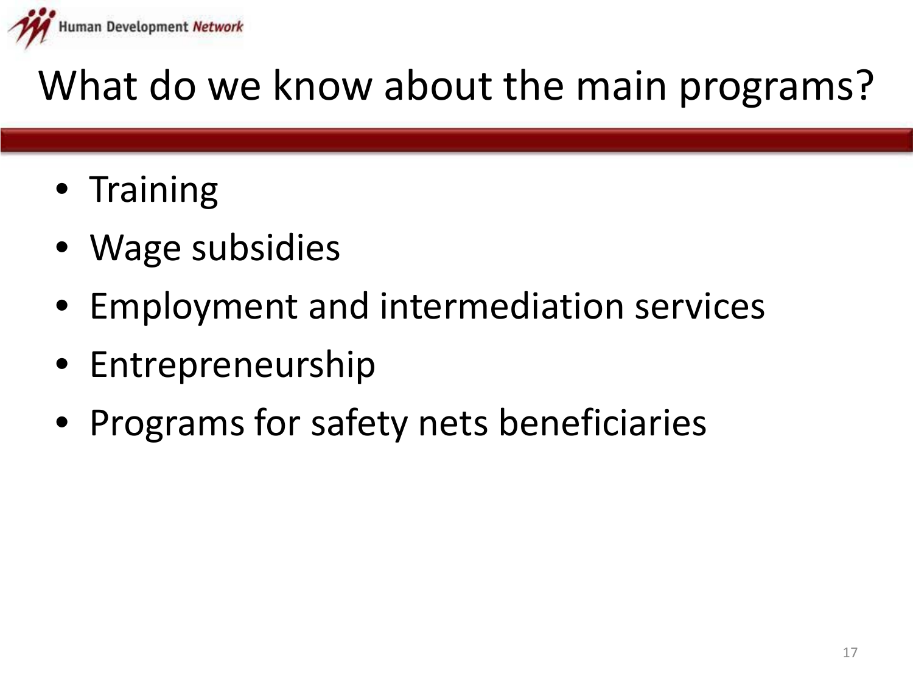# What do we know about the main programs?

- Training
- Wage subsidies
- Employment and intermediation services
- Entrepreneurship
- Programs for safety nets beneficiaries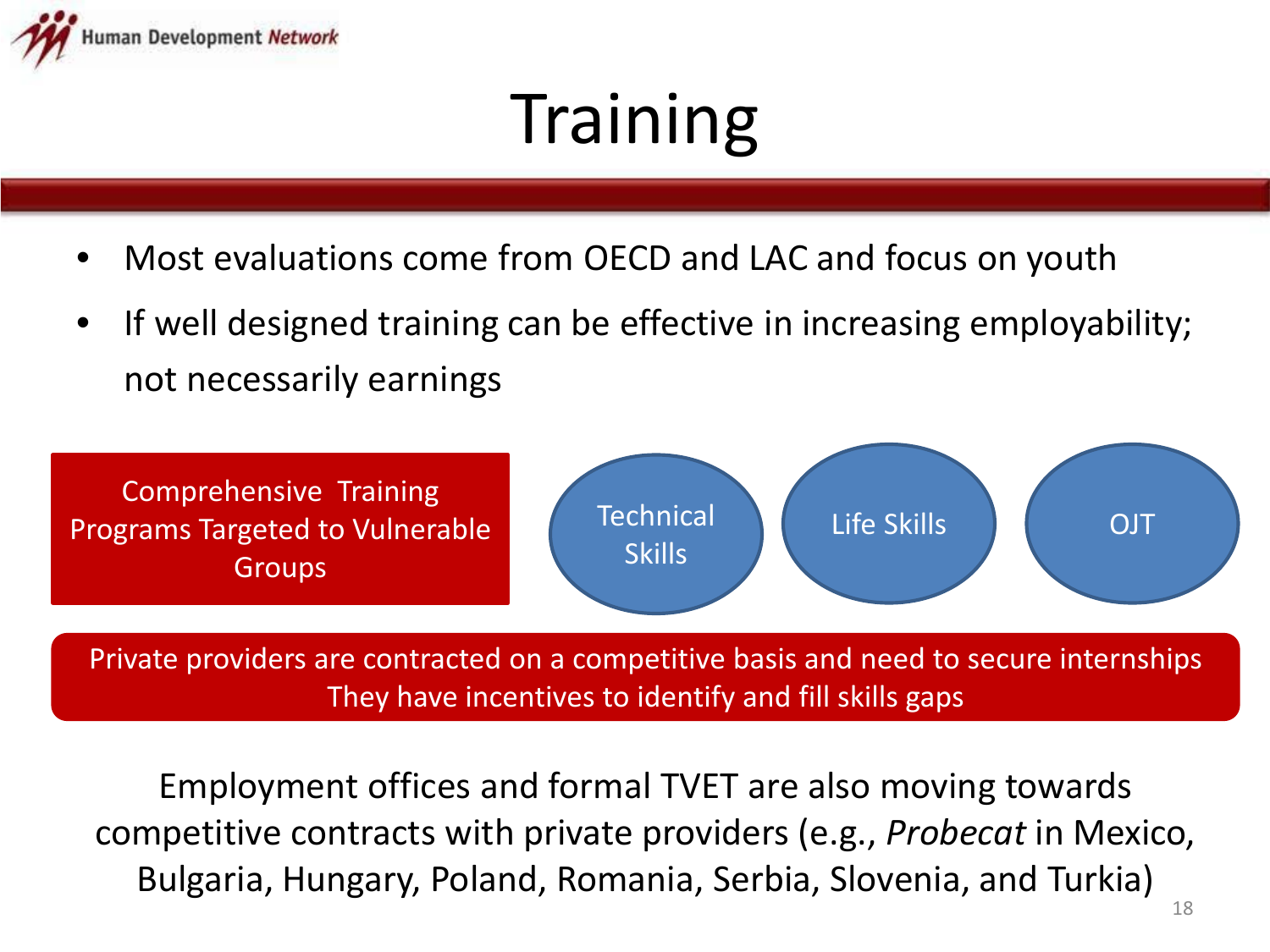# Training

- Most evaluations come from OECD and LAC and focus on youth
- If well designed training can be effective in increasing employability; not necessarily earnings

Comprehensive Training Programs Targeted to Vulnerable Groups

Technical Skills

Life Skills

OJT

Private providers are contracted on a competitive basis and need to secure internships
They have incentives to identify and fill skills gaps

Employment offices and formal TVET are also moving towards competitive contracts with private providers (e.g., *Probecat* in Mexico, Bulgaria, Hungary, Poland, Romania, Serbia, Slovenia, and Turkia)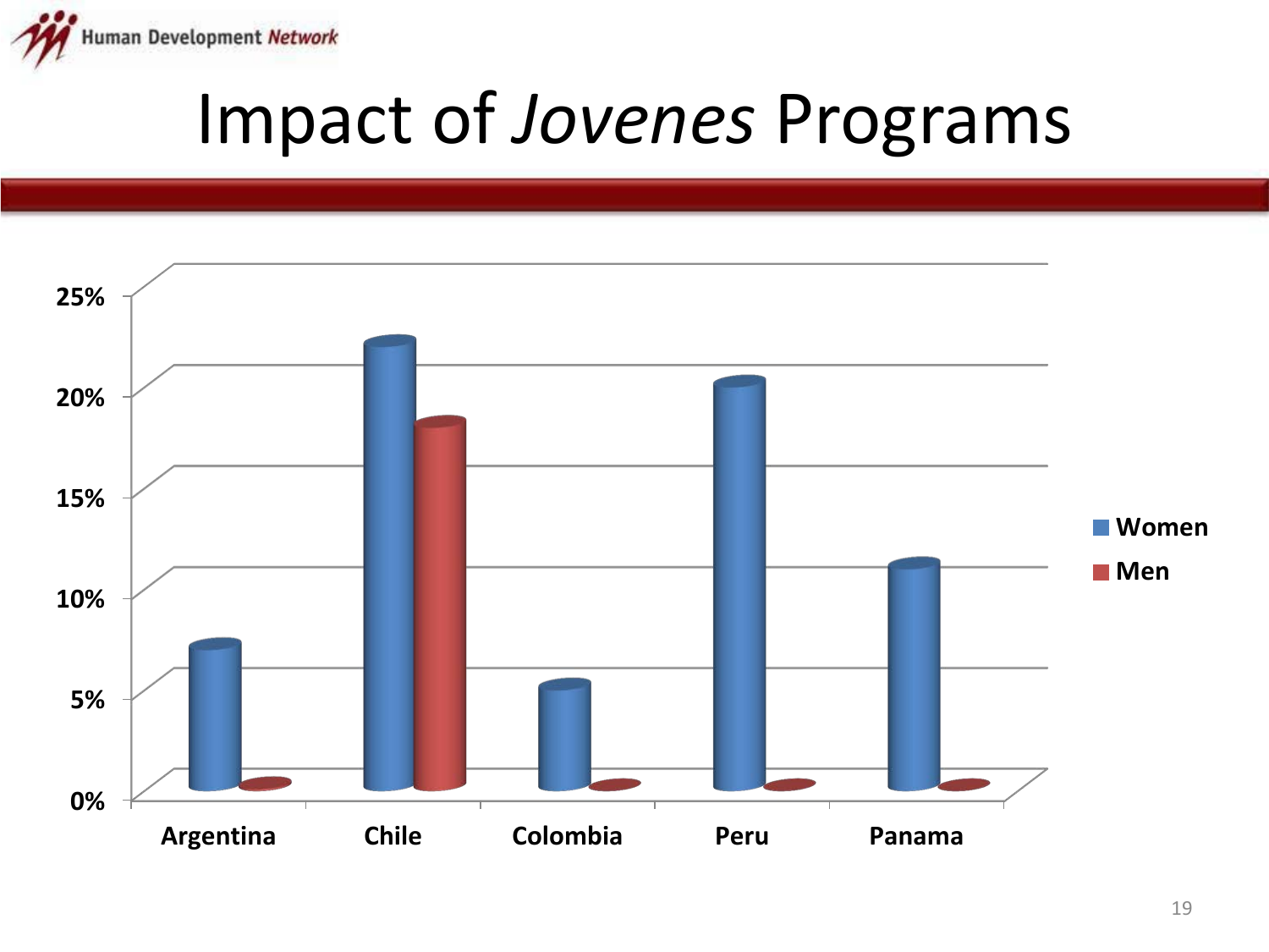# Impact of *Jovenes* Programs

25%
20%
15%
10%
5%
0%

Argentina | Chile | Colombia | Peru | Panama

Women
Men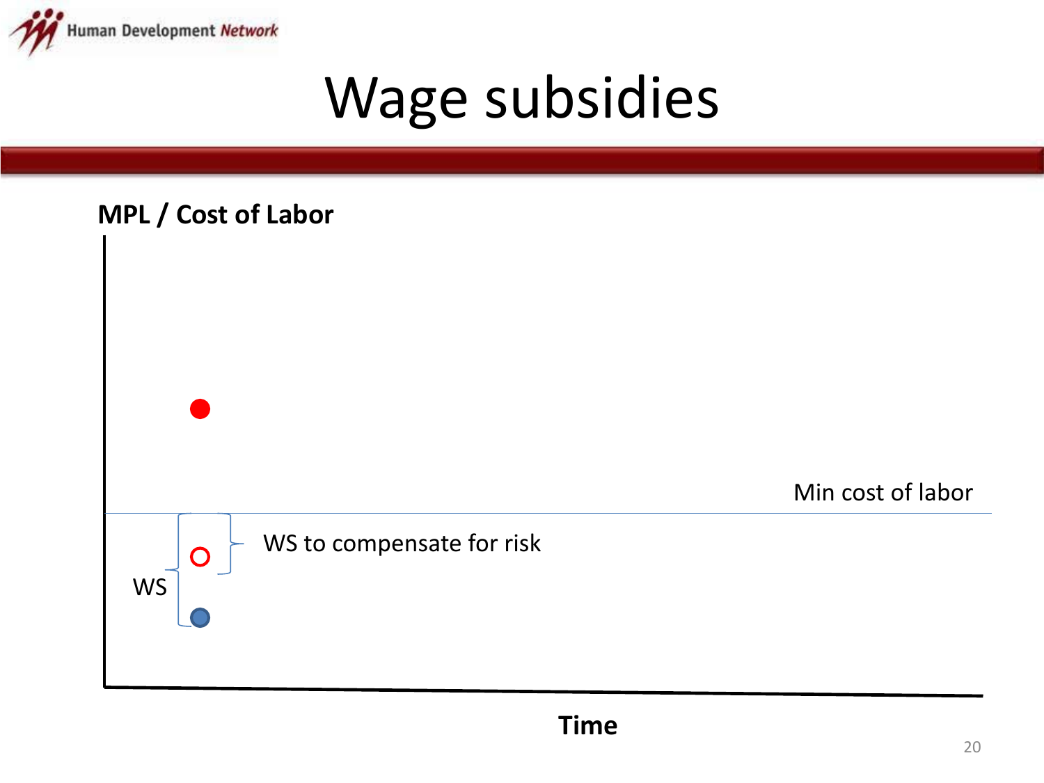# Wage subsidies

MPL / Cost of Labor

Min cost of labor

WS to compensate for risk

WS

Time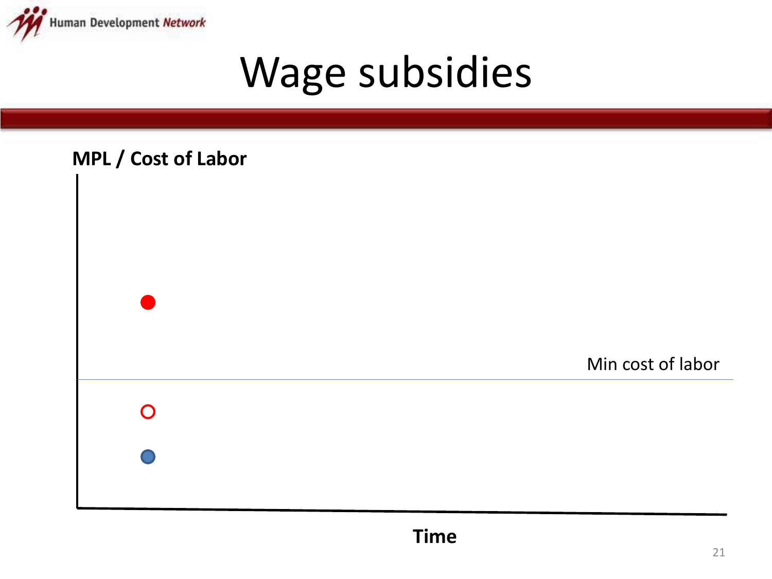# Wage subsidies

MPL / Cost of Labor

Min cost of labor

Time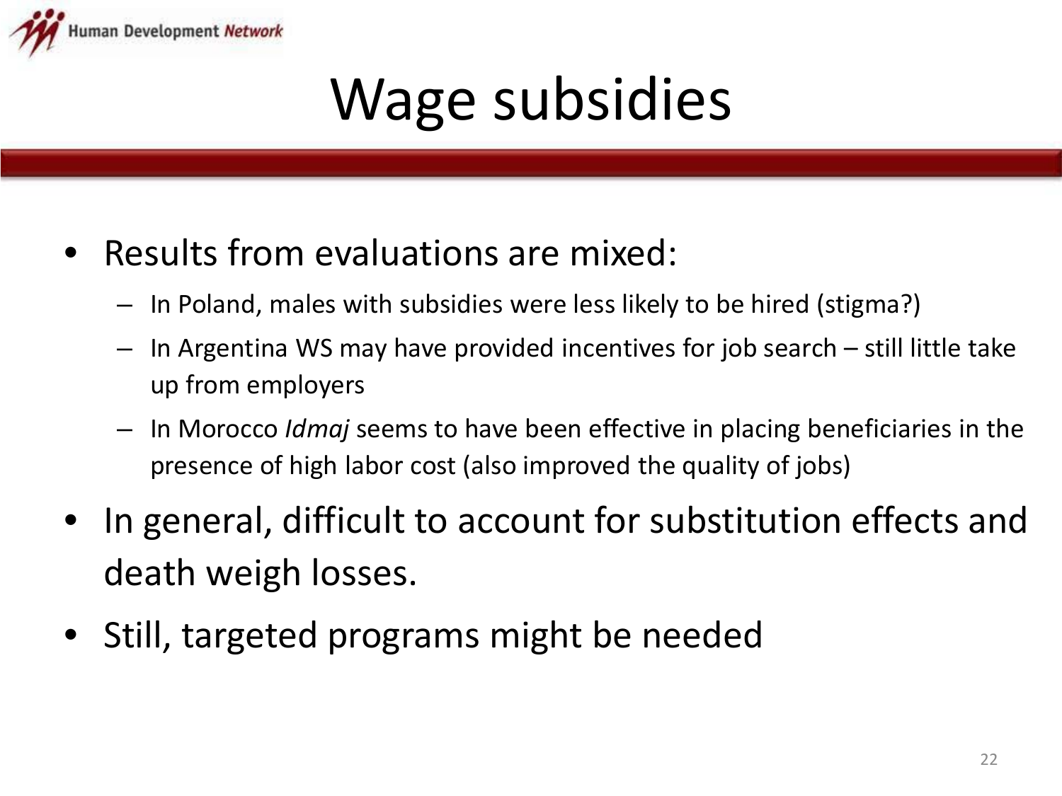# Wage subsidies

- Results from evaluations are mixed:
  - In Poland, males with subsidies were less likely to be hired (stigma?)
  - In Argentina WS may have provided incentives for job search – still little take up from employers
  - In Morocco *Idmaj* seems to have been effective in placing beneficiaries in the presence of high labor cost (also improved the quality of jobs)
- In general, difficult to account for substitution effects and death weigh losses.
- Still, targeted programs might be needed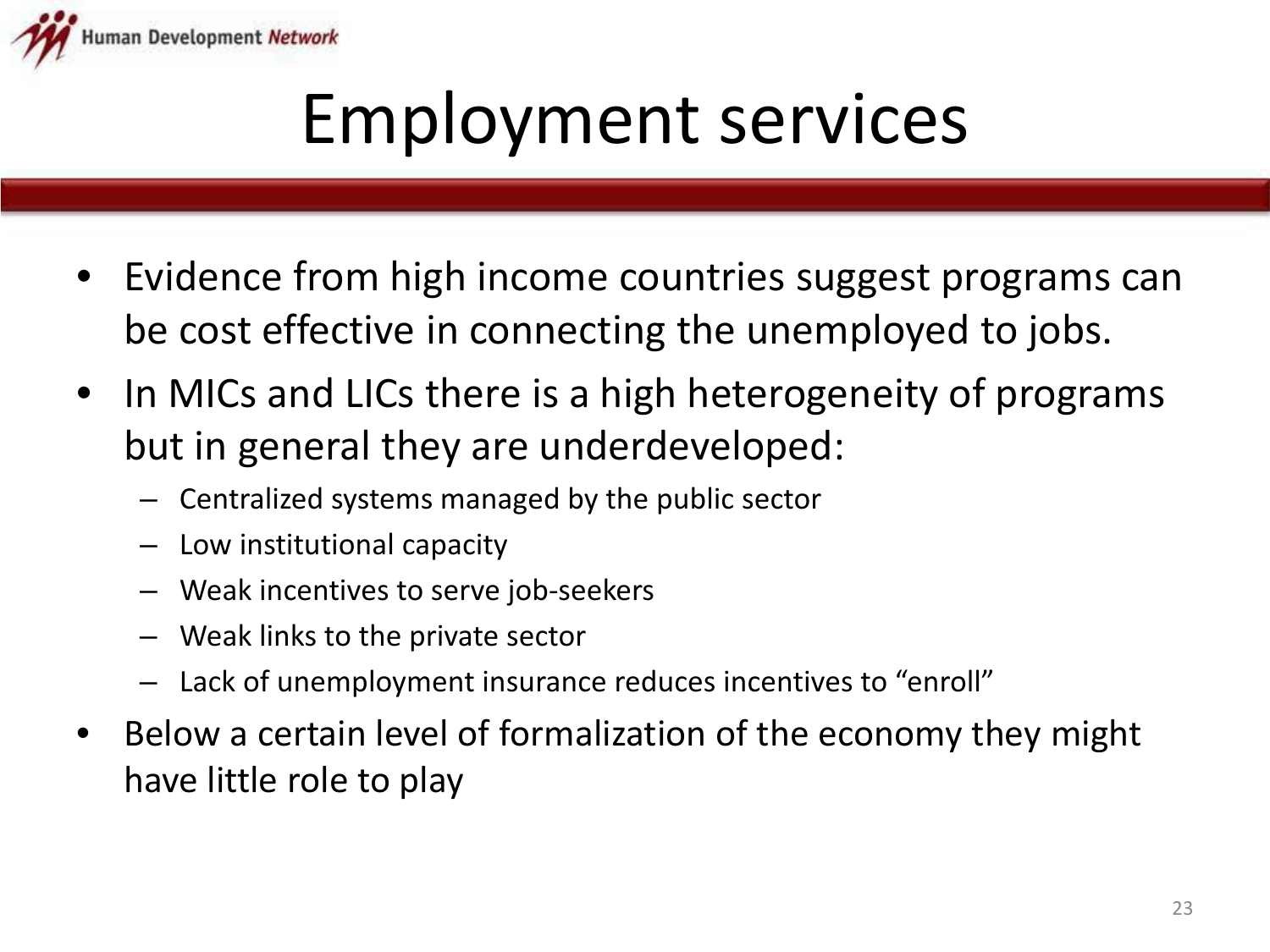# Employment services

- Evidence from high income countries suggest programs can be cost effective in connecting the unemployed to jobs.
- In MICs and LICs there is a high heterogeneity of programs but in general they are underdeveloped:
  - Centralized systems managed by the public sector
  - Low institutional capacity
  - Weak incentives to serve job-seekers
  - Weak links to the private sector
  - Lack of unemployment insurance reduces incentives to "enroll"
- Below a certain level of formalization of the economy they might have little role to play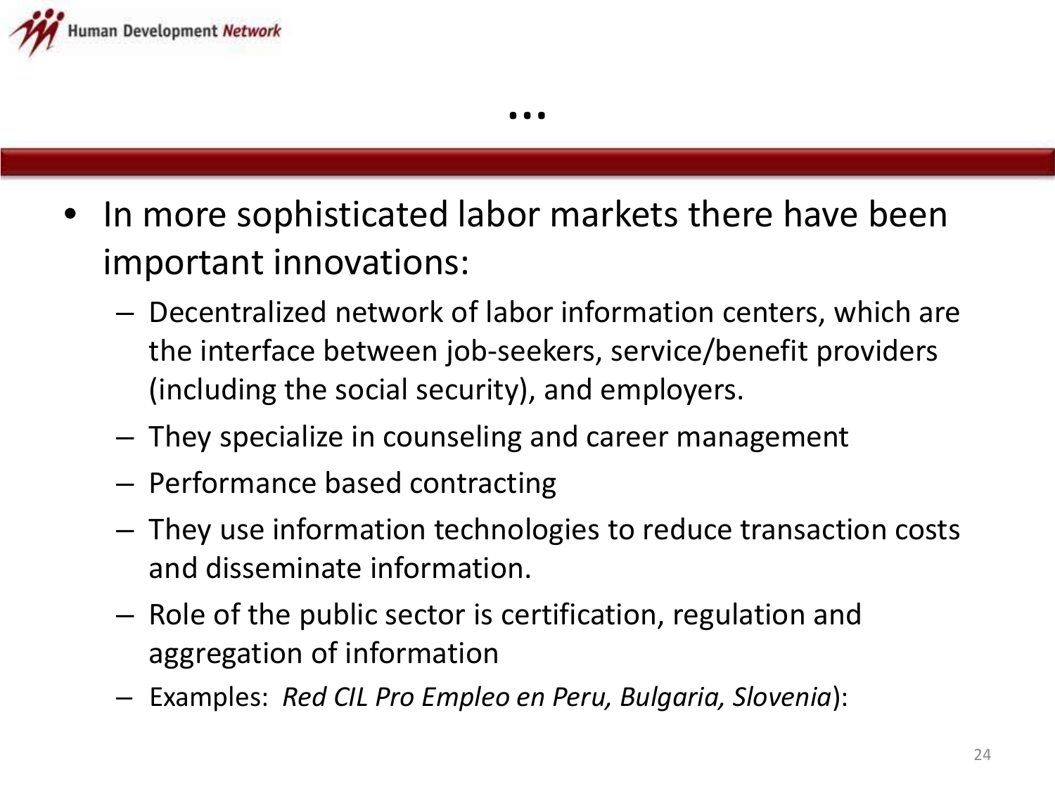# …

- In more sophisticated labor markets there have been important innovations:
  - Decentralized network of labor information centers, which are the interface between job-seekers, service/benefit providers (including the social security), and employers.
  - They specialize in counseling and career management
  - Performance based contracting
  - They use information technologies to reduce transaction costs and disseminate information.
  - Role of the public sector is certification, regulation and aggregation of information
  - Examples: *Red CIL Pro Empleo en Peru, Bulgaria, Slovenia*):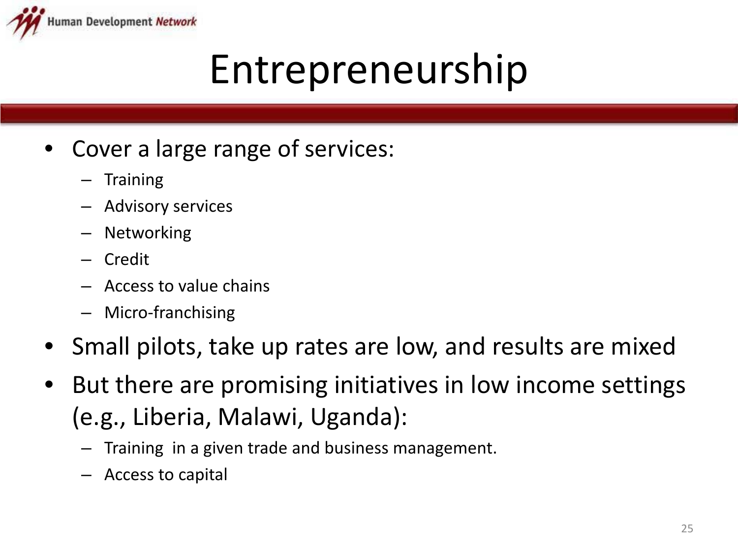# Entrepreneurship

- Cover a large range of services:
  - Training
  - Advisory services
  - Networking
  - Credit
  - Access to value chains
  - Micro-franchising
- Small pilots, take up rates are low, and results are mixed
- But there are promising initiatives in low income settings (e.g., Liberia, Malawi, Uganda):
  - Training in a given trade and business management.
  - Access to capital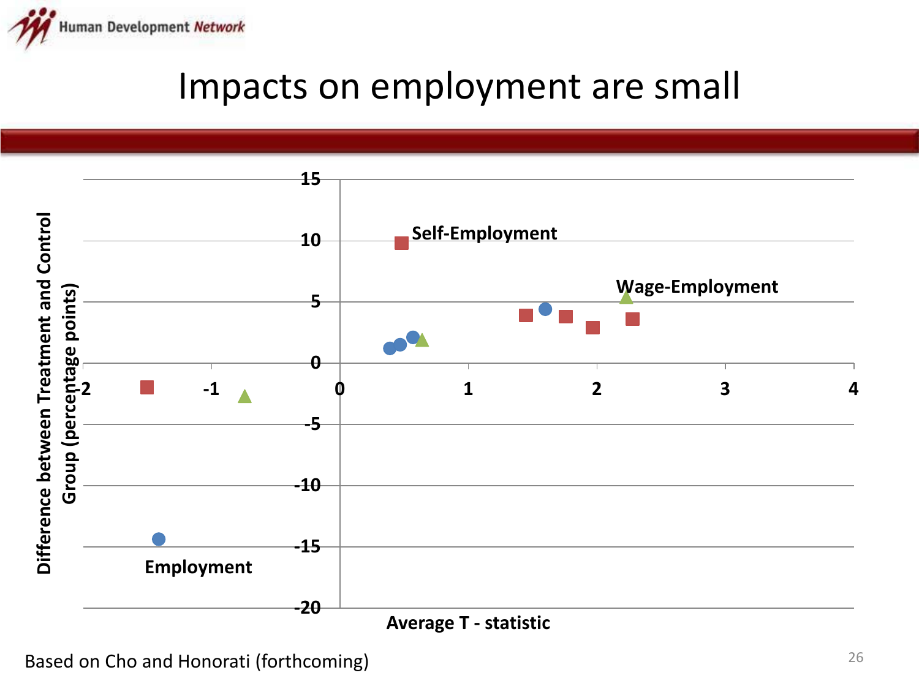# Impacts on employment are small

Based on Cho and Honorati (forthcoming)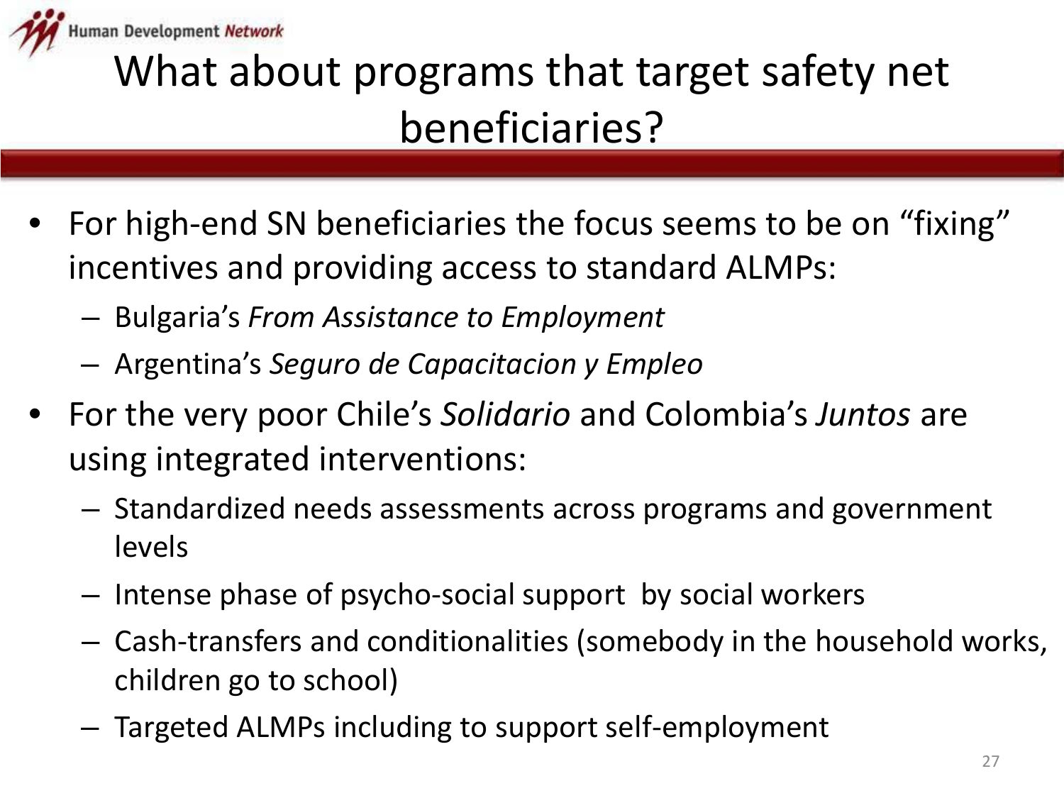# What about programs that target safety net beneficiaries?

- For high-end SN beneficiaries the focus seems to be on "fixing" incentives and providing access to standard ALMPs:
  - Bulgaria's *From Assistance to Employment*
  - Argentina's *Seguro de Capacitacion y Empleo*
- For the very poor Chile's *Solidario* and Colombia's *Juntos* are using integrated interventions:
  - Standardized needs assessments across programs and government levels
  - Intense phase of psycho-social support by social workers
  - Cash-transfers and conditionalities (somebody in the household works, children go to school)
  - Targeted ALMPs including to support self-employment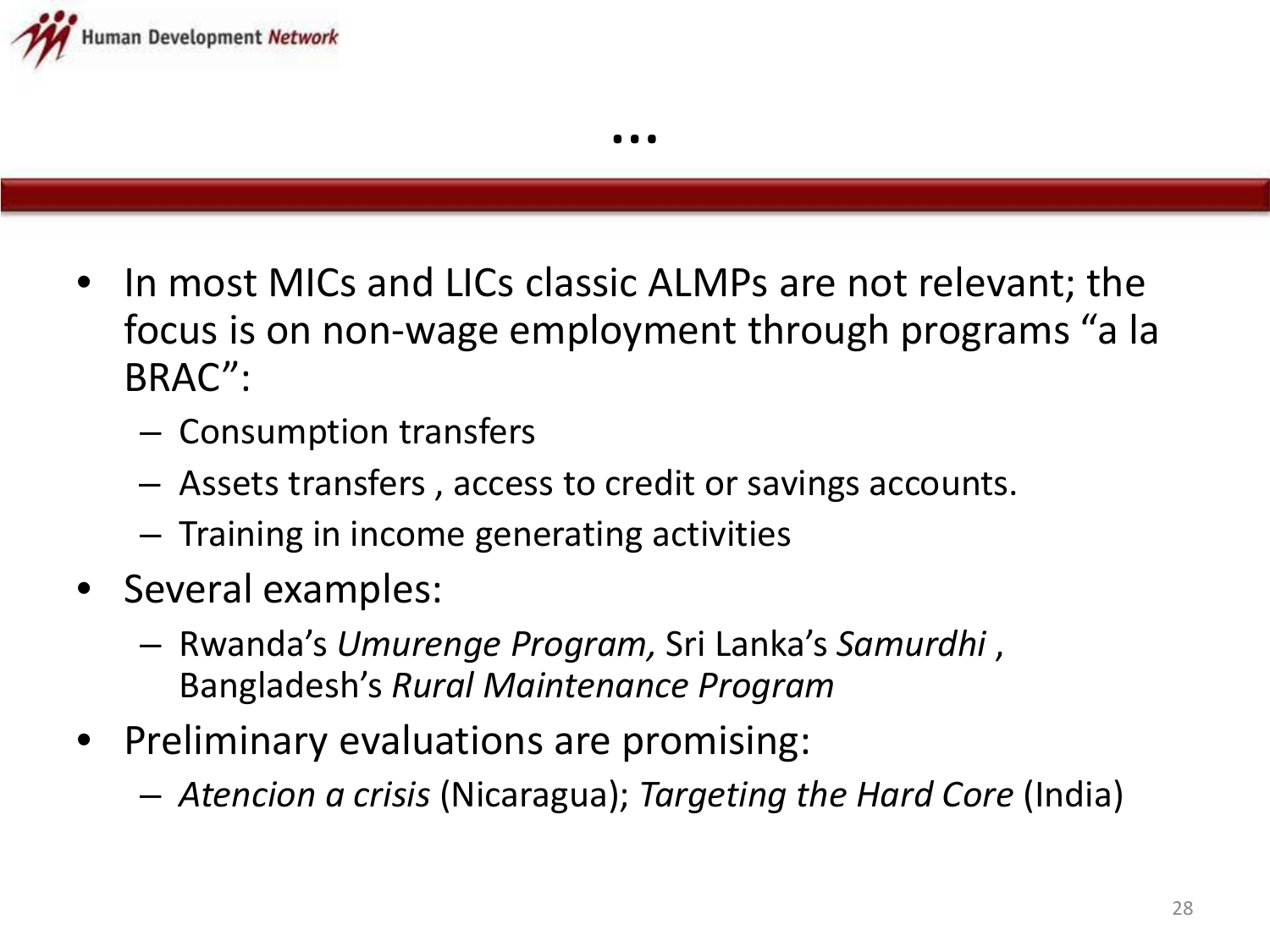# …

- In most MICs and LICs classic ALMPs are not relevant; the focus is on non-wage employment through programs "a la BRAC":
  - Consumption transfers
  - Assets transfers , access to credit or savings accounts.
  - Training in income generating activities
- Several examples:
  - Rwanda's *Umurenge Program,* Sri Lanka's *Samurdhi* , Bangladesh's *Rural Maintenance Program*
- Preliminary evaluations are promising:
  - *Atencion a crisis* (Nicaragua); *Targeting the Hard Core* (India)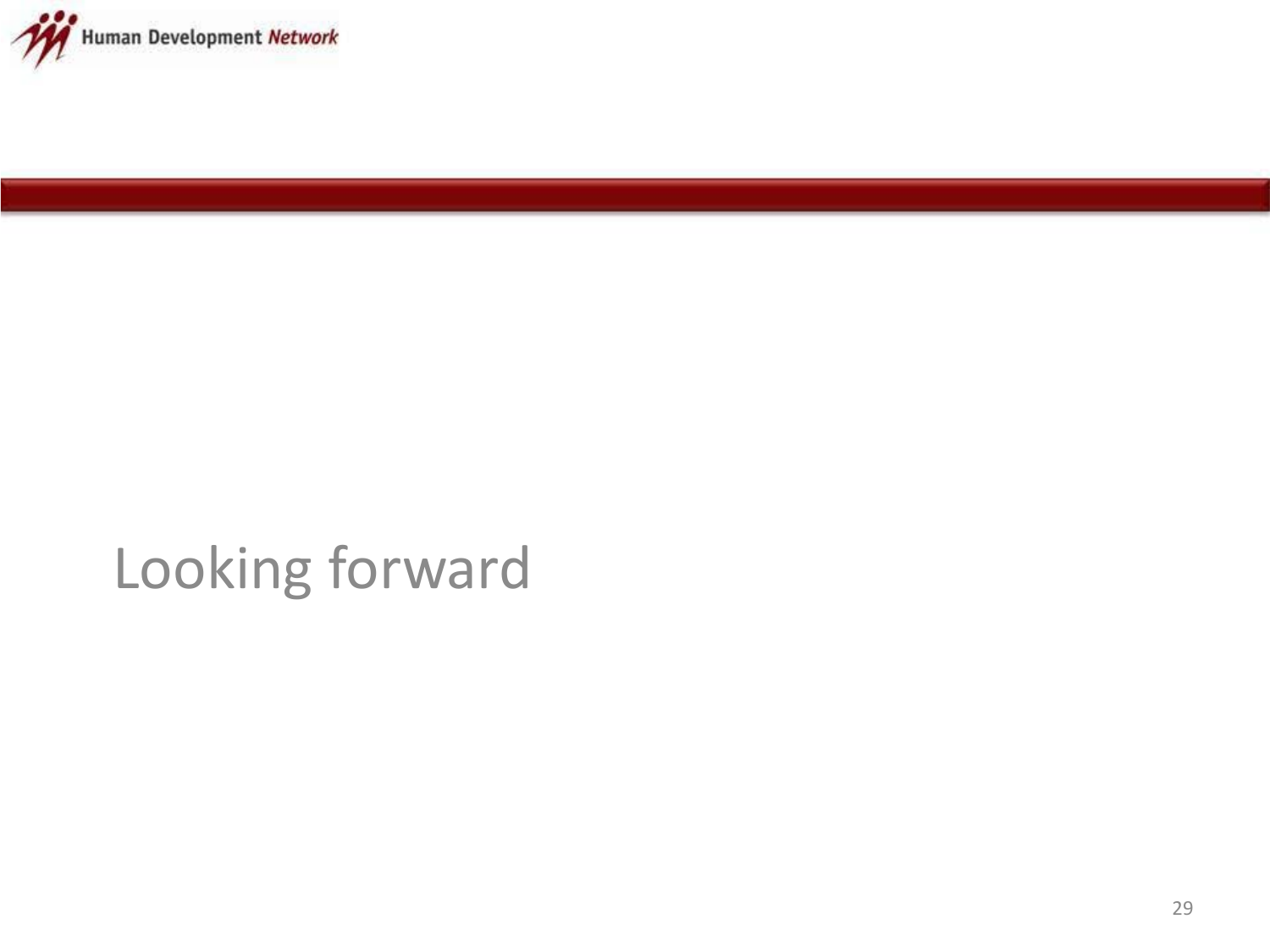# Looking forward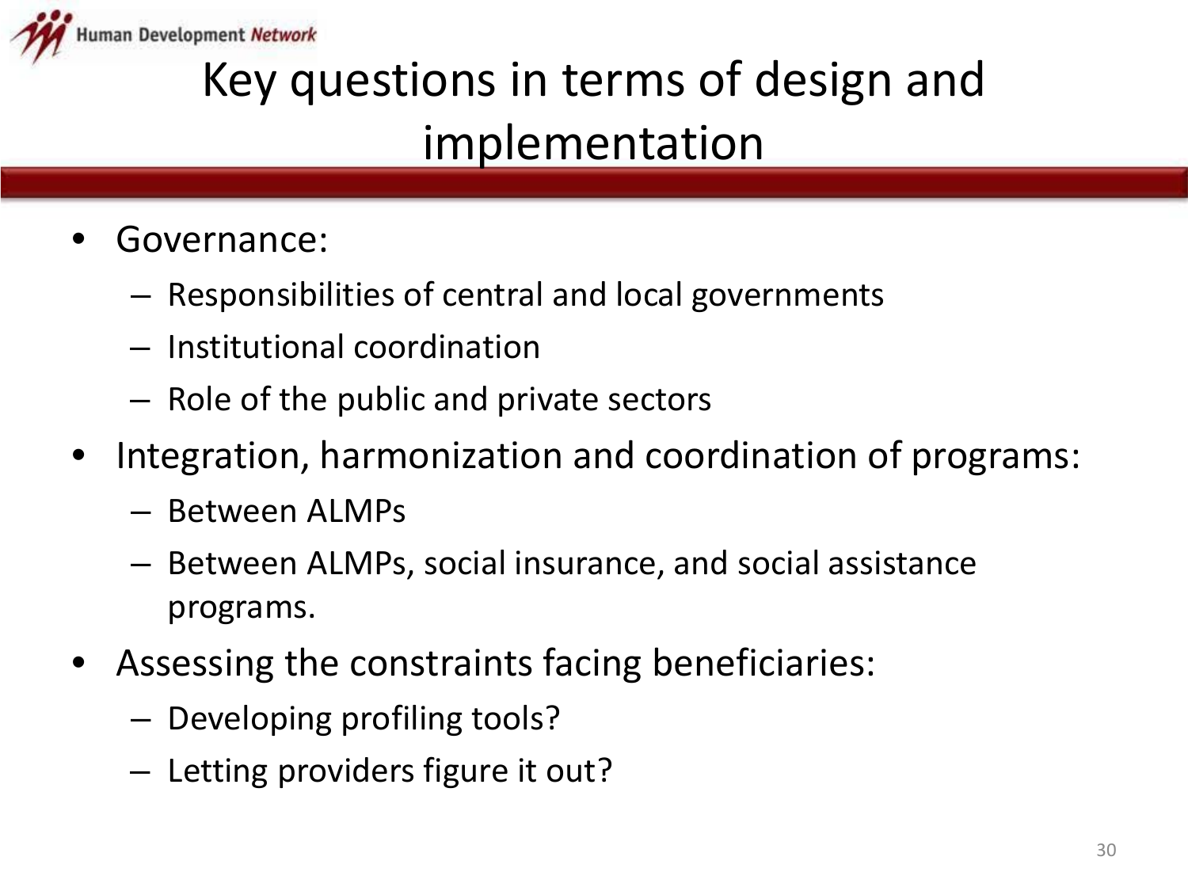# Key questions in terms of design and implementation

- Governance:
  - Responsibilities of central and local governments
  - Institutional coordination
  - Role of the public and private sectors
- Integration, harmonization and coordination of programs:
  - Between ALMPs
  - Between ALMPs, social insurance, and social assistance programs.
- Assessing the constraints facing beneficiaries:
  - Developing profiling tools?
  - Letting providers figure it out?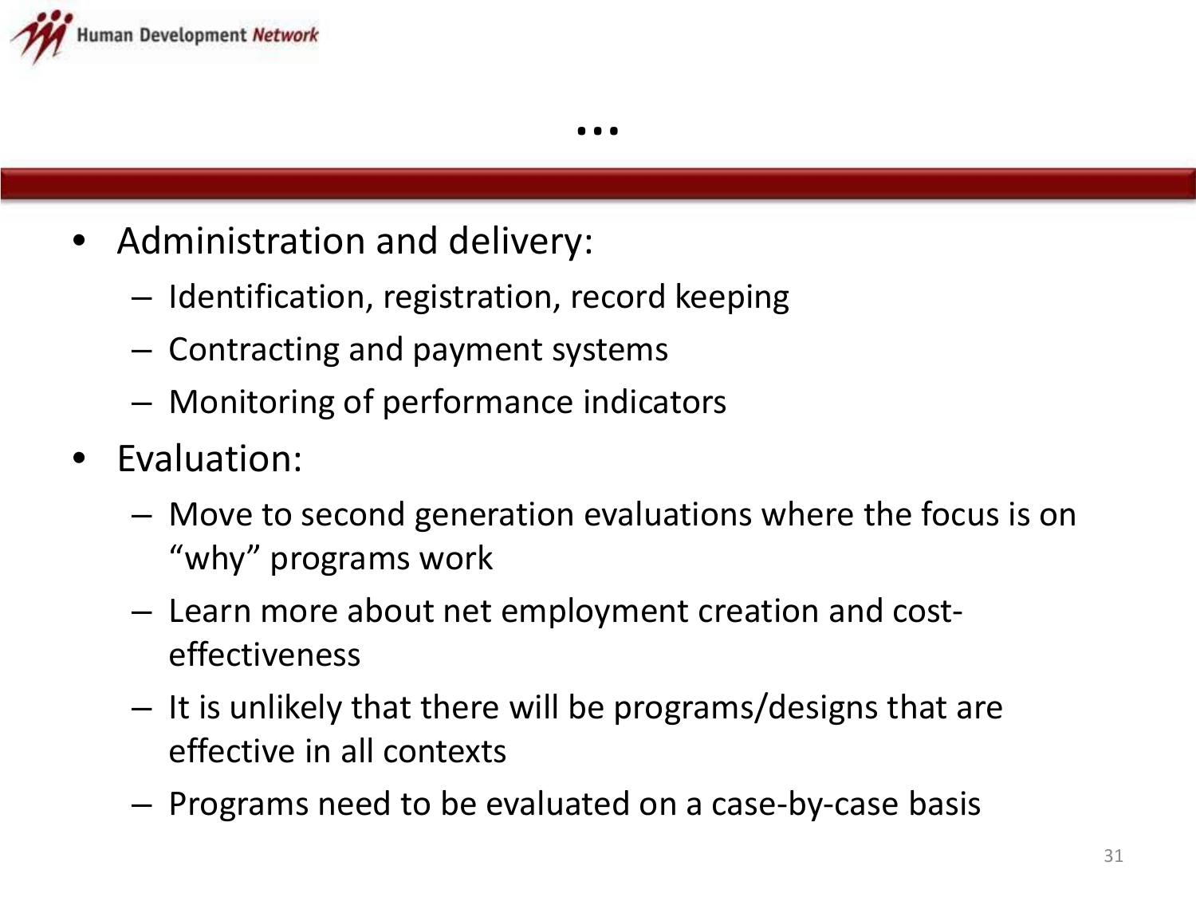## …

- Administration and delivery:
  - Identification, registration, record keeping
  - Contracting and payment systems
  - Monitoring of performance indicators
- Evaluation:
  - Move to second generation evaluations where the focus is on "why" programs work
  - Learn more about net employment creation and cost-effectiveness
  - It is unlikely that there will be programs/designs that are effective in all contexts
  - Programs need to be evaluated on a case-by-case basis